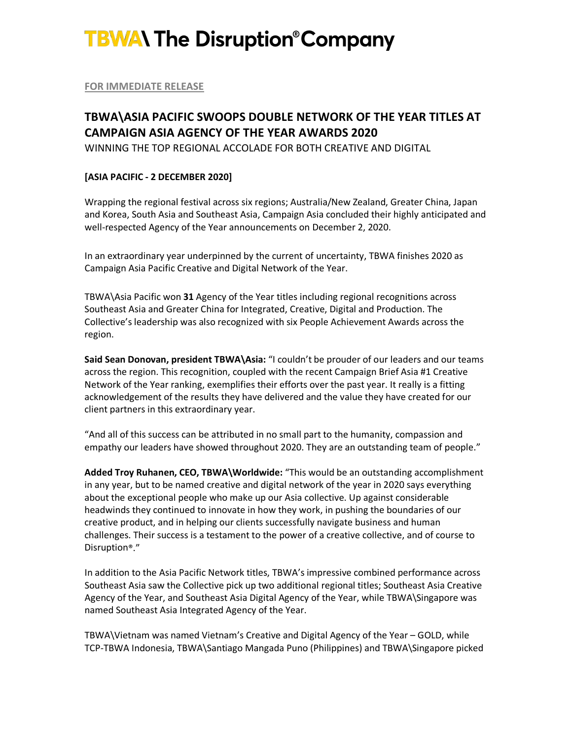# TBWA\ The Disruption® Company

FOR IMMEDIATE RELEASE

## TBWA\ASIA PACIFIC SWOOPS DOUBLE NETWORK OF THE YEAR TITLES AT CAMPAIGN ASIA AGENCY OF THE YEAR AWARDS 2020

WINNING THE TOP REGIONAL ACCOLADE FOR BOTH CREATIVE AND DIGITAL

**[ASIA PACIFIC - 2 DECEMBER 2020]**

Wrapping the regional festival across six regions; Australia/New Zealand, Greater China, Japan and Korea, South Asia and Southeast Asia, Campaign Asia concluded their highly anticipated and well-respected Agency of the Year announcements on December 2, 2020.

In an extraordinary year underpinned by the current of uncertainty, TBWA finishes 2020 as Campaign Asia Pacific Creative and Digital Network of the Year.

TBWA\Asia Pacific won **31** Agency of the Year titles including regional recognitions across Southeast Asia and Greater China for Integrated, Creative, Digital and Production. The Collective's leadership was also recognized with six People Achievement Awards across the region.

**Said Sean Donovan, president TBWA\Asia:** "I couldn't be prouder of our leaders and our teams across the region. This recognition, coupled with the recent Campaign Brief Asia #1 Creative Network of the Year ranking, exemplifies their efforts over the past year. It really is a fitting acknowledgement of the results they have delivered and the value they have created for our client partners in this extraordinary year.

"And all of this success can be attributed in no small part to the humanity, compassion and empathy our leaders have showed throughout 2020. They are an outstanding team of people."

**Added Troy Ruhanen, CEO, TBWA\Worldwide:** "This would be an outstanding accomplishment in any year, but to be named creative and digital network of the year in 2020 says everything about the exceptional people who make up our Asia collective. Up against considerable headwinds they continued to innovate in how they work, in pushing the boundaries of our creative product, and in helping our clients successfully navigate business and human challenges. Their success is a testament to the power of a creative collective, and of course to Disruption®."

In addition to the Asia Pacific Network titles, TBWA's impressive combined performance across Southeast Asia saw the Collective pick up two additional regional titles; Southeast Asia Creative Agency of the Year, and Southeast Asia Digital Agency of the Year, while TBWA\Singapore was named Southeast Asia Integrated Agency of the Year.

TBWA\Vietnam was named Vietnam's Creative and Digital Agency of the Year – GOLD, while TCP-TBWA Indonesia, TBWA\Santiago Mangada Puno (Philippines) and TBWA\Singapore picked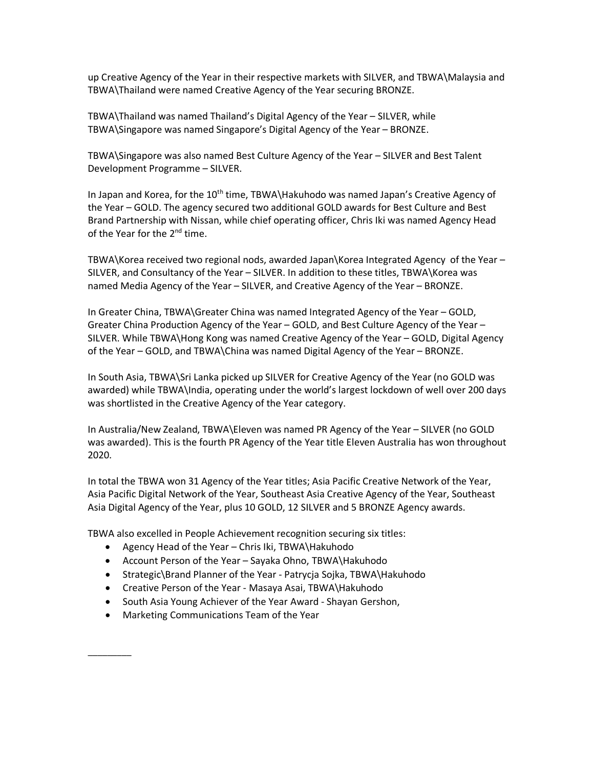up Creative Agency of the Year in their respective markets with SILVER, and TBWA\Malaysia and TBWA\Thailand were named Creative Agency of the Year securing BRONZE.

TBWA\Thailand was named Thailand's Digital Agency of the Year – SILVER, while TBWA\Singapore was named Singapore's Digital Agency of the Year – BRONZE.

TBWA\Singapore was also named Best Culture Agency of the Year – SILVER and Best Talent Development Programme – SILVER.

In Japan and Korea, for the 10th time, TBWA\Hakuhodo was named Japan's Creative Agency of the Year – GOLD. The agency secured two additional GOLD awards for Best Culture and Best Brand Partnership with Nissan, while chief operating officer, Chris Iki was named Agency Head of the Year for the 2nd time.

TBWA\Korea received two regional nods, awarded Japan\Korea Integrated Agency of the Year – SILVER, and Consultancy of the Year – SILVER. In addition to these titles, TBWA\Korea was named Media Agency of the Year – SILVER, and Creative Agency of the Year – BRONZE.

In Greater China, TBWA\Greater China was named Integrated Agency of the Year – GOLD, Greater China Production Agency of the Year – GOLD, and Best Culture Agency of the Year – SILVER. While TBWA\Hong Kong was named Creative Agency of the Year – GOLD, Digital Agency of the Year – GOLD, and TBWA\China was named Digital Agency of the Year – BRONZE.

In South Asia, TBWA\Sri Lanka picked up SILVER for Creative Agency of the Year (no GOLD was awarded) while TBWA\India, operating under the world's largest lockdown of well over 200 days was shortlisted in the Creative Agency of the Year category.

In Australia/New Zealand, TBWA\Eleven was named PR Agency of the Year – SILVER (no GOLD was awarded). This is the fourth PR Agency of the Year title Eleven Australia has won throughout 2020.

In total the TBWA won 31 Agency of the Year titles; Asia Pacific Creative Network of the Year, Asia Pacific Digital Network of the Year, Southeast Asia Creative Agency of the Year, Southeast Asia Digital Agency of the Year, plus 10 GOLD, 12 SILVER and 5 BRONZE Agency awards.

TBWA also excelled in People Achievement recognition securing six titles:

- Agency Head of the Year – Chris Iki, TBWA\Hakuhodo
- Account Person of the Year – Sayaka Ohno, TBWA\Hakuhodo
- Strategic\Brand Planner of the Year - Patrycja Sojka, TBWA\Hakuhodo
- Creative Person of the Year - Masaya Asai, TBWA\Hakuhodo
- South Asia Young Achiever of the Year Award - Shayan Gershon,
- Marketing Communications Team of the Year

________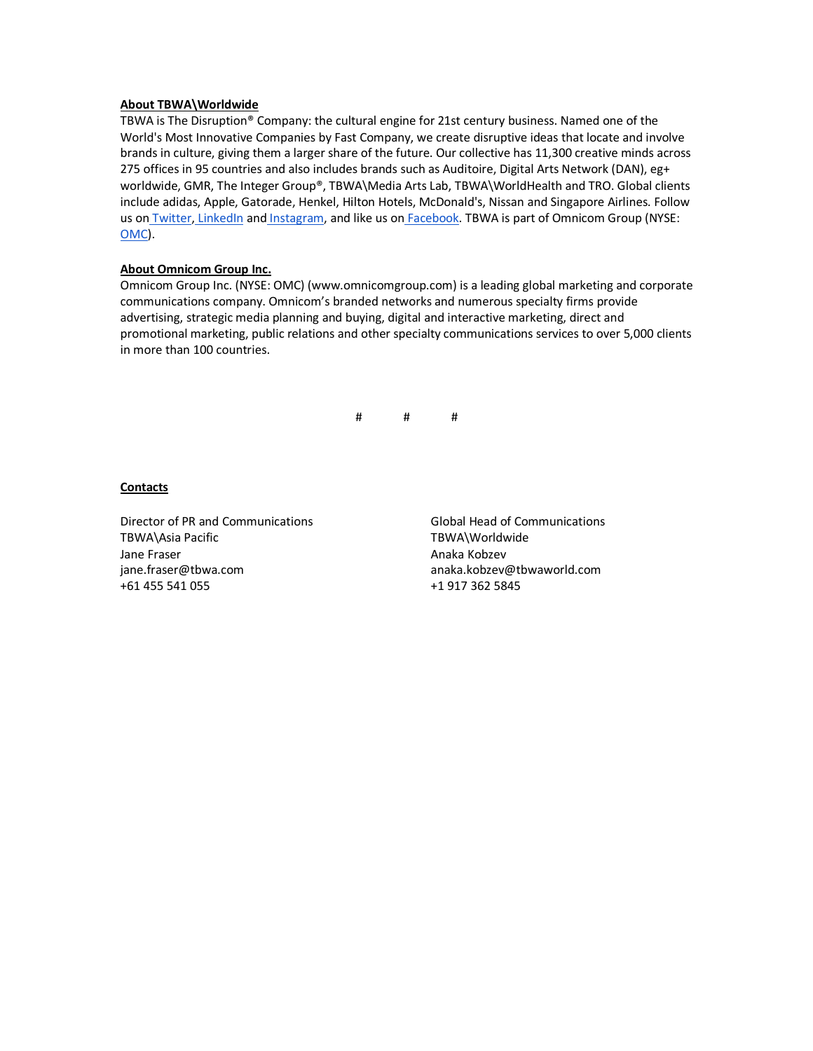**About TBWA\Worldwide**

TBWA is The Disruption® Company: the cultural engine for 21st century business. Named one of the World's Most Innovative Companies by Fast Company, we create disruptive ideas that locate and involve brands in culture, giving them a larger share of the future. Our collective has 11,300 creative minds across 275 offices in 95 countries and also includes brands such as Auditoire, Digital Arts Network (DAN), eg+ worldwide, GMR, The Integer Group®, TBWA\Media Arts Lab, TBWA\WorldHealth and TRO. Global clients include adidas, Apple, Gatorade, Henkel, Hilton Hotels, McDonald's, Nissan and Singapore Airlines. Follow us on Twitter, LinkedIn and Instagram, and like us on Facebook. TBWA is part of Omnicom Group (NYSE: OMC).

**About Omnicom Group Inc.**

Omnicom Group Inc. (NYSE: OMC) (www.omnicomgroup.com) is a leading global marketing and corporate communications company. Omnicom's branded networks and numerous specialty firms provide advertising, strategic media planning and buying, digital and interactive marketing, direct and promotional marketing, public relations and other specialty communications services to over 5,000 clients in more than 100 countries.

# # #

**Contacts**

Director of PR and Communications
TBWA\Asia Pacific
Jane Fraser
jane.fraser@tbwa.com
+61 455 541 055

Global Head of Communications
TBWA\Worldwide
Anaka Kobzev
anaka.kobzev@tbwaworld.com
+1 917 362 5845